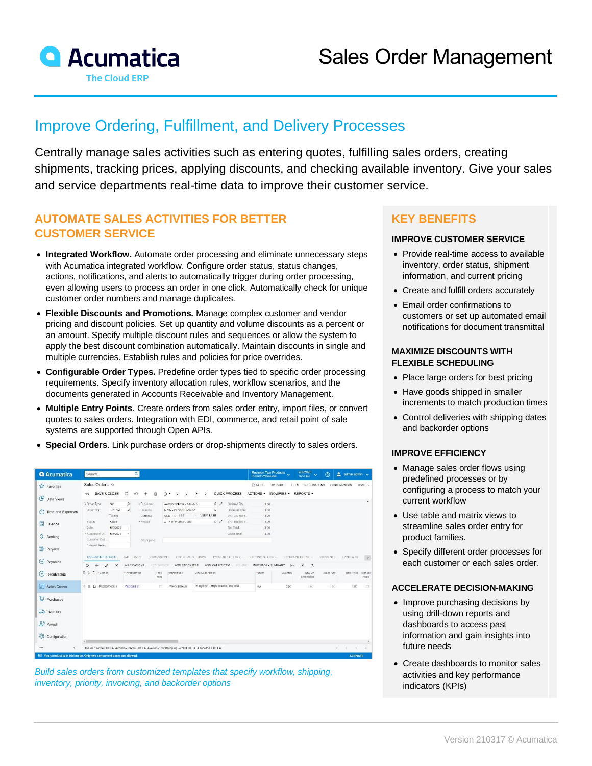# Sales Order Management

## Improve Ordering, Fulfillment, and Delivery Processes

Centrally manage sales activities such as entering quotes, fulfilling sales orders, creating shipments, tracking prices, applying discounts, and checking available inventory. Give your sales and service departments real-time data to improve their customer service.

## AUTOMATE SALES ACTIVITIES FOR BETTER CUSTOMER SERVICE

- **Integrated Workflow.** Automate order processing and eliminate unnecessary steps with Acumatica integrated workflow. Configure order status, status changes, actions, notifications, and alerts to automatically trigger during order processing, even allowing users to process an order in one click. Automatically check for unique customer order numbers and manage duplicates.
- **Flexible Discounts and Promotions.** Manage complex customer and vendor pricing and discount policies. Set up quantity and volume discounts as a percent or an amount. Specify multiple discount rules and sequences or allow the system to apply the best discount combination automatically. Maintain discounts in single and multiple currencies. Establish rules and policies for price overrides.
- **Configurable Order Types.** Predefine order types tied to specific order processing requirements. Specify inventory allocation rules, workflow scenarios, and the documents generated in Accounts Receivable and Inventory Management.
- **Multiple Entry Points**. Create orders from sales order entry, import files, or convert quotes to sales orders. Integration with EDI, commerce, and retail point of sale systems are supported through Open APIs.
- **Special Orders**. Link purchase orders or drop-shipments directly to sales orders.

*Build sales orders from customized templates that specify workflow, shipping, inventory, priority, invoicing, and backorder options*

## KEY BENEFITS

### IMPROVE CUSTOMER SERVICE

- Provide real-time access to available inventory, order status, shipment information, and current pricing
- Create and fulfill orders accurately
- Email order confirmations to customers or set up automated email notifications for document transmittal

### MAXIMIZE DISCOUNTS WITH FLEXIBLE SCHEDULING

- Place large orders for best pricing
- Have goods shipped in smaller increments to match production times
- Control deliveries with shipping dates and backorder options

### IMPROVE EFFICIENCY

- Manage sales order flows using predefined processes or by configuring a process to match your current workflow
- Use table and matrix views to streamline sales order entry for product families.
- Specify different order processes for each customer or each sales order.

### ACCELERATE DECISION-MAKING

- Improve purchasing decisions by using drill-down reports and dashboards to access past information and gain insights into future needs
- Create dashboards to monitor sales activities and key performance indicators (KPIs)

Version 210317 © Acumatica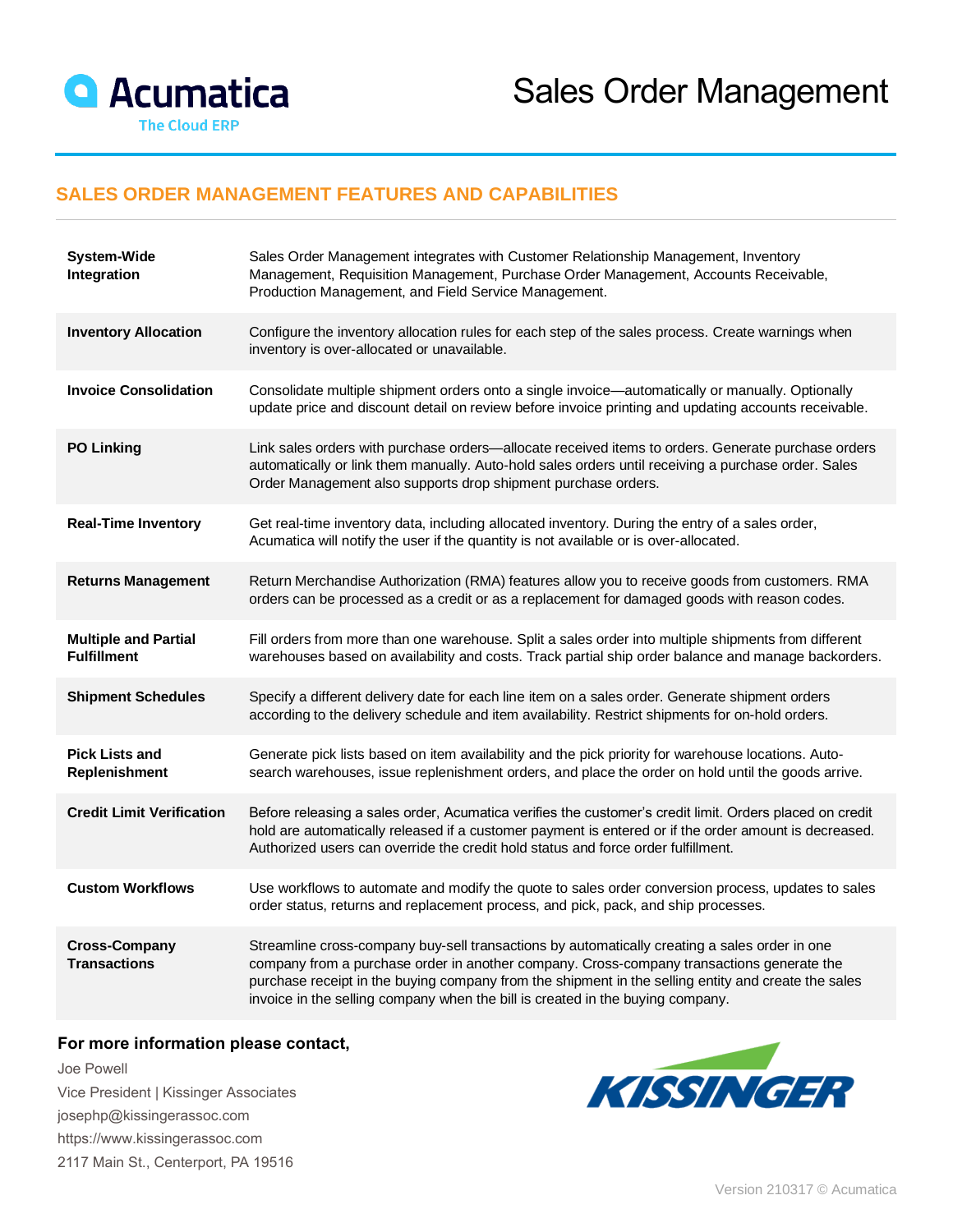# Sales Order Management

## SALES ORDER MANAGEMENT FEATURES AND CAPABILITIES

| | |
|---|---|
| **System-Wide Integration** | Sales Order Management integrates with Customer Relationship Management, Inventory Management, Requisition Management, Purchase Order Management, Accounts Receivable, Production Management, and Field Service Management. |
| **Inventory Allocation** | Configure the inventory allocation rules for each step of the sales process. Create warnings when inventory is over-allocated or unavailable. |
| **Invoice Consolidation** | Consolidate multiple shipment orders onto a single invoice—automatically or manually. Optionally update price and discount detail on review before invoice printing and updating accounts receivable. |
| **PO Linking** | Link sales orders with purchase orders—allocate received items to orders. Generate purchase orders automatically or link them manually. Auto-hold sales orders until receiving a purchase order. Sales Order Management also supports drop shipment purchase orders. |
| **Real-Time Inventory** | Get real-time inventory data, including allocated inventory. During the entry of a sales order, Acumatica will notify the user if the quantity is not available or is over-allocated. |
| **Returns Management** | Return Merchandise Authorization (RMA) features allow you to receive goods from customers. RMA orders can be processed as a credit or as a replacement for damaged goods with reason codes. |
| **Multiple and Partial Fulfillment** | Fill orders from more than one warehouse. Split a sales order into multiple shipments from different warehouses based on availability and costs. Track partial ship order balance and manage backorders. |
| **Shipment Schedules** | Specify a different delivery date for each line item on a sales order. Generate shipment orders according to the delivery schedule and item availability. Restrict shipments for on-hold orders. |
| **Pick Lists and Replenishment** | Generate pick lists based on item availability and the pick priority for warehouse locations. Auto-search warehouses, issue replenishment orders, and place the order on hold until the goods arrive. |
| **Credit Limit Verification** | Before releasing a sales order, Acumatica verifies the customer's credit limit. Orders placed on credit hold are automatically released if a customer payment is entered or if the order amount is decreased. Authorized users can override the credit hold status and force order fulfillment. |
| **Custom Workflows** | Use workflows to automate and modify the quote to sales order conversion process, updates to sales order status, returns and replacement process, and pick, pack, and ship processes. |
| **Cross-Company Transactions** | Streamline cross-company buy-sell transactions by automatically creating a sales order in one company from a purchase order in another company. Cross-company transactions generate the purchase receipt in the buying company from the shipment in the selling entity and create the sales invoice in the selling company when the bill is created in the buying company. |

**For more information please contact,**

Joe Powell
Vice President | Kissinger Associates
josephp@kissingerassoc.com
https://www.kissingerassoc.com
2117 Main St., Centerport, PA 19516

Version 210317 © Acumatica